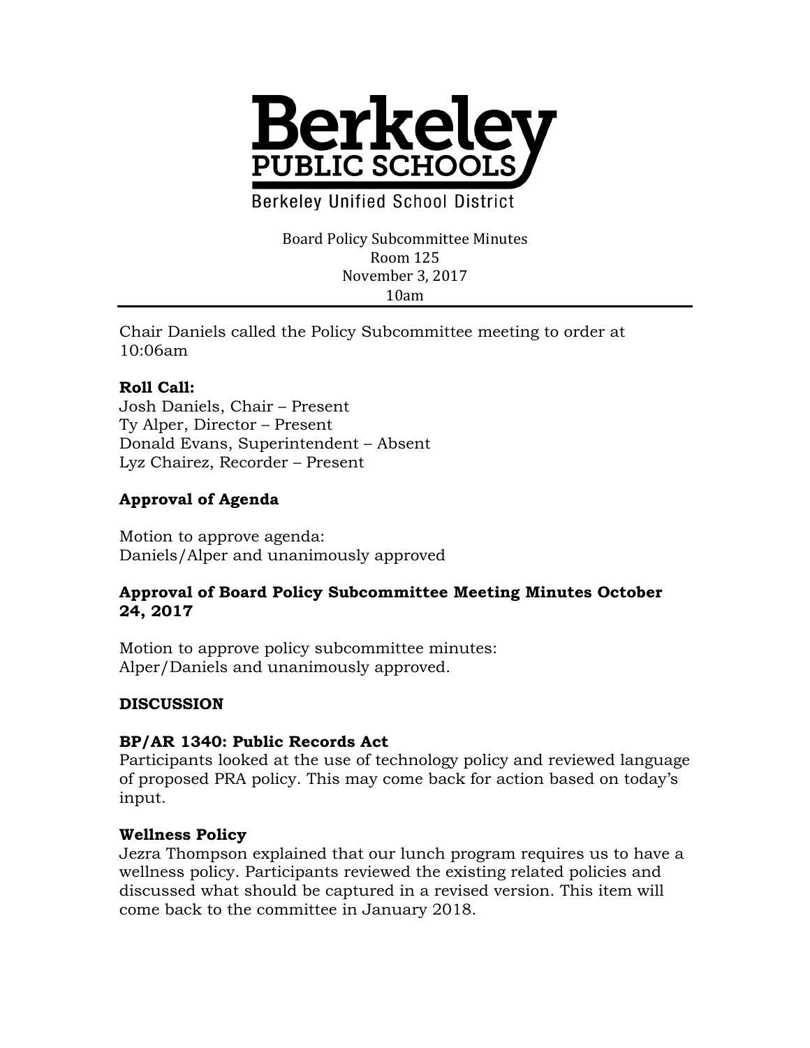# Berkeley PUBLIC SCHOOLS

Berkeley Unified School District

Board Policy Subcommittee Minutes
Room 125
November 3, 2017
10am

---

Chair Daniels called the Policy Subcommittee meeting to order at 10:06am

**Roll Call:**
Josh Daniels, Chair – Present
Ty Alper, Director – Present
Donald Evans, Superintendent – Absent
Lyz Chairez, Recorder – Present

**Approval of Agenda**

Motion to approve agenda:
Daniels/Alper and unanimously approved

**Approval of Board Policy Subcommittee Meeting Minutes October 24, 2017**

Motion to approve policy subcommittee minutes:
Alper/Daniels and unanimously approved.

**DISCUSSION**

**BP/AR 1340: Public Records Act**
Participants looked at the use of technology policy and reviewed language of proposed PRA policy. This may come back for action based on today's input.

**Wellness Policy**
Jezra Thompson explained that our lunch program requires us to have a wellness policy. Participants reviewed the existing related policies and discussed what should be captured in a revised version. This item will come back to the committee in January 2018.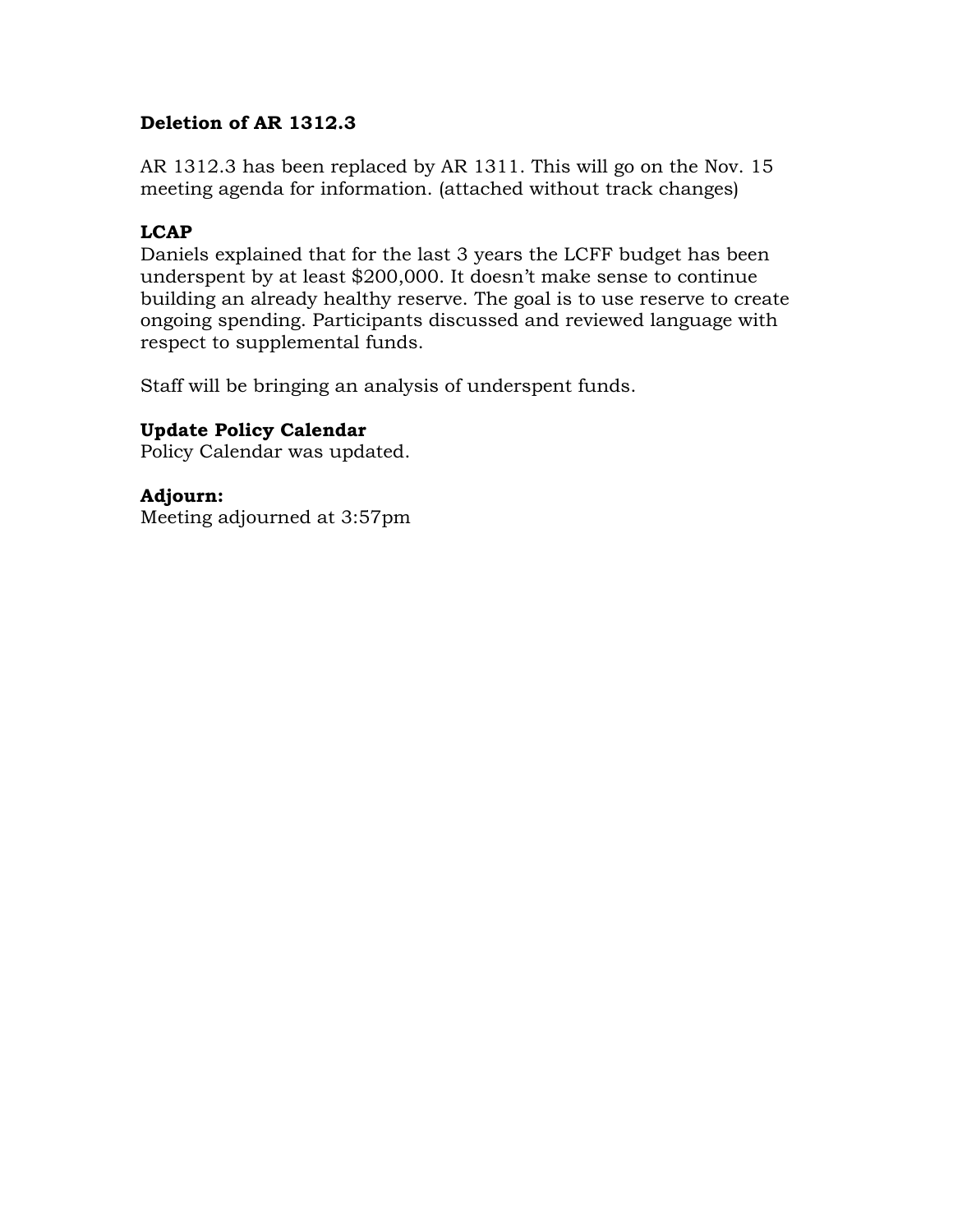**Deletion of AR 1312.3**

AR 1312.3 has been replaced by AR 1311. This will go on the Nov. 15 meeting agenda for information. (attached without track changes)

**LCAP**

Daniels explained that for the last 3 years the LCFF budget has been underspent by at least $200,000. It doesn't make sense to continue building an already healthy reserve. The goal is to use reserve to create ongoing spending. Participants discussed and reviewed language with respect to supplemental funds.

Staff will be bringing an analysis of underspent funds.

**Update Policy Calendar**

Policy Calendar was updated.

**Adjourn:**

Meeting adjourned at 3:57pm